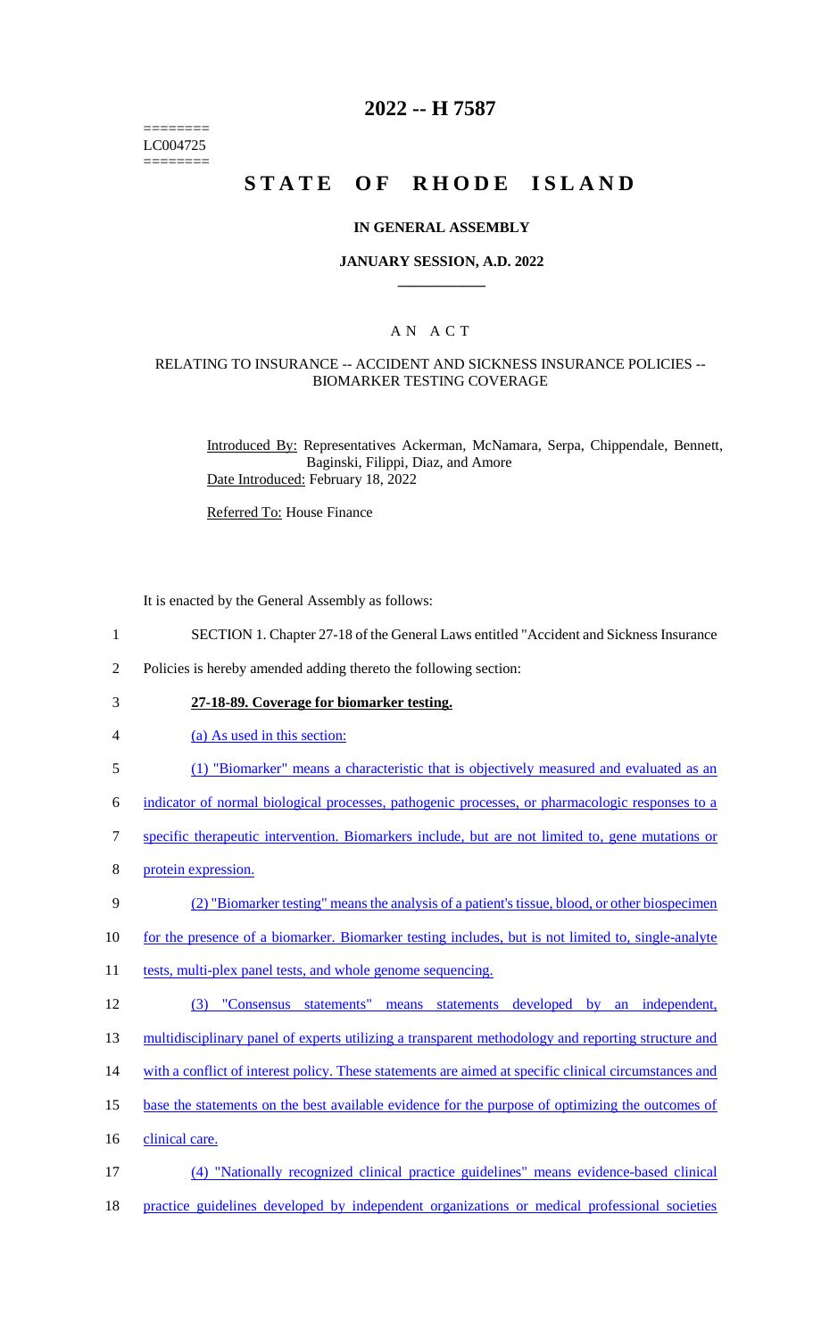========
LC004725
========

# 2022 -- H 7587

# STATE OF RHODE ISLAND

## IN GENERAL ASSEMBLY

### JANUARY SESSION, A.D. 2022

### A N A C T

#### RELATING TO INSURANCE -- ACCIDENT AND SICKNESS INSURANCE POLICIES -- BIOMARKER TESTING COVERAGE

Introduced By: Representatives Ackerman, McNamara, Serpa, Chippendale, Bennett, Baginski, Filippi, Diaz, and Amore

Date Introduced: February 18, 2022

Referred To: House Finance

It is enacted by the General Assembly as follows:

1 SECTION 1. Chapter 27-18 of the General Laws entitled "Accident and Sickness Insurance
2 Policies is hereby amended adding thereto the following section:

3 **27-18-89. Coverage for biomarker testing.**

4 (a) As used in this section:

5 (1) "Biomarker" means a characteristic that is objectively measured and evaluated as an
6 indicator of normal biological processes, pathogenic processes, or pharmacologic responses to a
7 specific therapeutic intervention. Biomarkers include, but are not limited to, gene mutations or
8 protein expression.

9 (2) "Biomarker testing" means the analysis of a patient's tissue, blood, or other biospecimen
10 for the presence of a biomarker. Biomarker testing includes, but is not limited to, single-analyte
11 tests, multi-plex panel tests, and whole genome sequencing.

12 (3) "Consensus statements" means statements developed by an independent,
13 multidisciplinary panel of experts utilizing a transparent methodology and reporting structure and
14 with a conflict of interest policy. These statements are aimed at specific clinical circumstances and
15 base the statements on the best available evidence for the purpose of optimizing the outcomes of
16 clinical care.

17 (4) "Nationally recognized clinical practice guidelines" means evidence-based clinical
18 practice guidelines developed by independent organizations or medical professional societies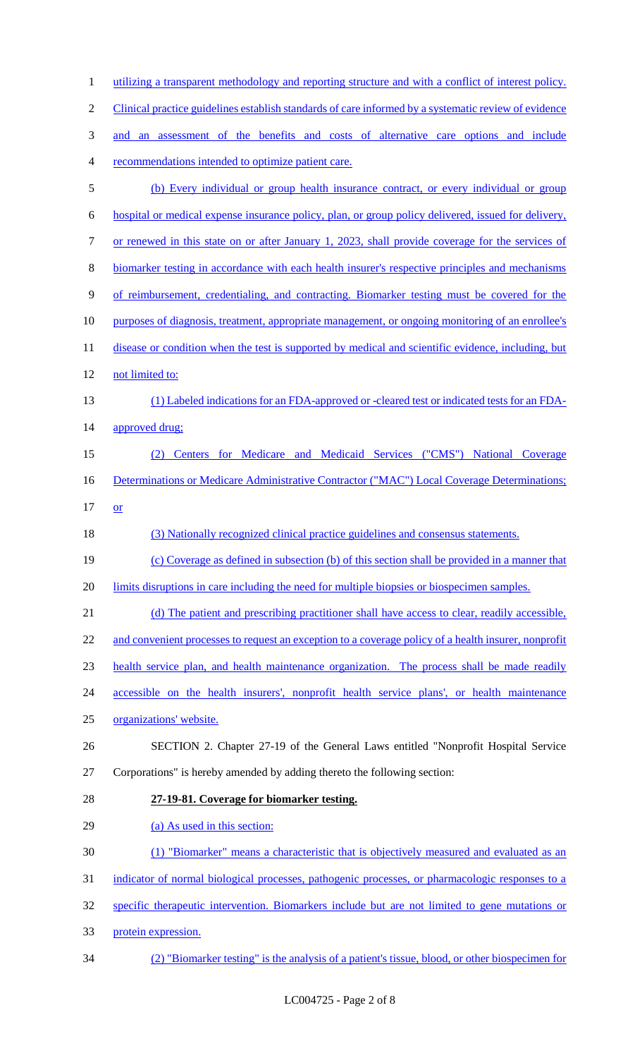utilizing a transparent methodology and reporting structure and with a conflict of interest policy. Clinical practice guidelines establish standards of care informed by a systematic review of evidence and an assessment of the benefits and costs of alternative care options and include recommendations intended to optimize patient care.

(b) Every individual or group health insurance contract, or every individual or group hospital or medical expense insurance policy, plan, or group policy delivered, issued for delivery, or renewed in this state on or after January 1, 2023, shall provide coverage for the services of biomarker testing in accordance with each health insurer's respective principles and mechanisms of reimbursement, credentialing, and contracting. Biomarker testing must be covered for the purposes of diagnosis, treatment, appropriate management, or ongoing monitoring of an enrollee's disease or condition when the test is supported by medical and scientific evidence, including, but not limited to:

(1) Labeled indications for an FDA-approved or -cleared test or indicated tests for an FDA-approved drug;

(2) Centers for Medicare and Medicaid Services ("CMS") National Coverage Determinations or Medicare Administrative Contractor ("MAC") Local Coverage Determinations; or

(3) Nationally recognized clinical practice guidelines and consensus statements.

(c) Coverage as defined in subsection (b) of this section shall be provided in a manner that limits disruptions in care including the need for multiple biopsies or biospecimen samples.

(d) The patient and prescribing practitioner shall have access to clear, readily accessible, and convenient processes to request an exception to a coverage policy of a health insurer, nonprofit health service plan, and health maintenance organization. The process shall be made readily accessible on the health insurers', nonprofit health service plans', or health maintenance organizations' website.

SECTION 2. Chapter 27-19 of the General Laws entitled "Nonprofit Hospital Service Corporations" is hereby amended by adding thereto the following section:

**27-19-81. Coverage for biomarker testing.**

(a) As used in this section:

(1) "Biomarker" means a characteristic that is objectively measured and evaluated as an indicator of normal biological processes, pathogenic processes, or pharmacologic responses to a specific therapeutic intervention. Biomarkers include but are not limited to gene mutations or protein expression.

(2) "Biomarker testing" is the analysis of a patient's tissue, blood, or other biospecimen for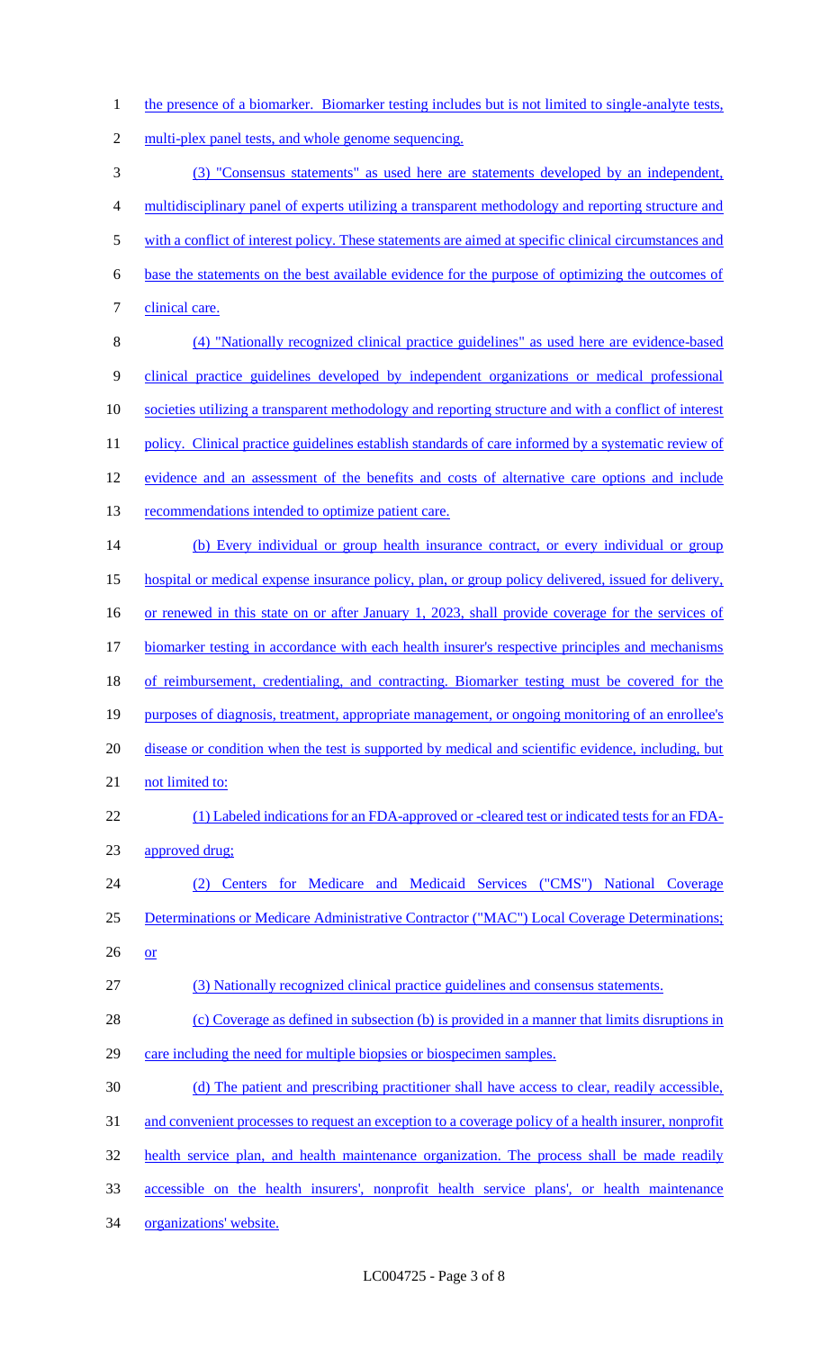the presence of a biomarker. Biomarker testing includes but is not limited to single-analyte tests, multi-plex panel tests, and whole genome sequencing.

(3) "Consensus statements" as used here are statements developed by an independent, multidisciplinary panel of experts utilizing a transparent methodology and reporting structure and with a conflict of interest policy. These statements are aimed at specific clinical circumstances and base the statements on the best available evidence for the purpose of optimizing the outcomes of clinical care.

(4) "Nationally recognized clinical practice guidelines" as used here are evidence-based clinical practice guidelines developed by independent organizations or medical professional societies utilizing a transparent methodology and reporting structure and with a conflict of interest policy. Clinical practice guidelines establish standards of care informed by a systematic review of evidence and an assessment of the benefits and costs of alternative care options and include recommendations intended to optimize patient care.

(b) Every individual or group health insurance contract, or every individual or group hospital or medical expense insurance policy, plan, or group policy delivered, issued for delivery, or renewed in this state on or after January 1, 2023, shall provide coverage for the services of biomarker testing in accordance with each health insurer's respective principles and mechanisms of reimbursement, credentialing, and contracting. Biomarker testing must be covered for the purposes of diagnosis, treatment, appropriate management, or ongoing monitoring of an enrollee's disease or condition when the test is supported by medical and scientific evidence, including, but not limited to:

(1) Labeled indications for an FDA-approved or -cleared test or indicated tests for an FDA-approved drug;

(2) Centers for Medicare and Medicaid Services ("CMS") National Coverage Determinations or Medicare Administrative Contractor ("MAC") Local Coverage Determinations; or

(3) Nationally recognized clinical practice guidelines and consensus statements.

(c) Coverage as defined in subsection (b) is provided in a manner that limits disruptions in care including the need for multiple biopsies or biospecimen samples.

(d) The patient and prescribing practitioner shall have access to clear, readily accessible, and convenient processes to request an exception to a coverage policy of a health insurer, nonprofit health service plan, and health maintenance organization. The process shall be made readily accessible on the health insurers', nonprofit health service plans', or health maintenance organizations' website.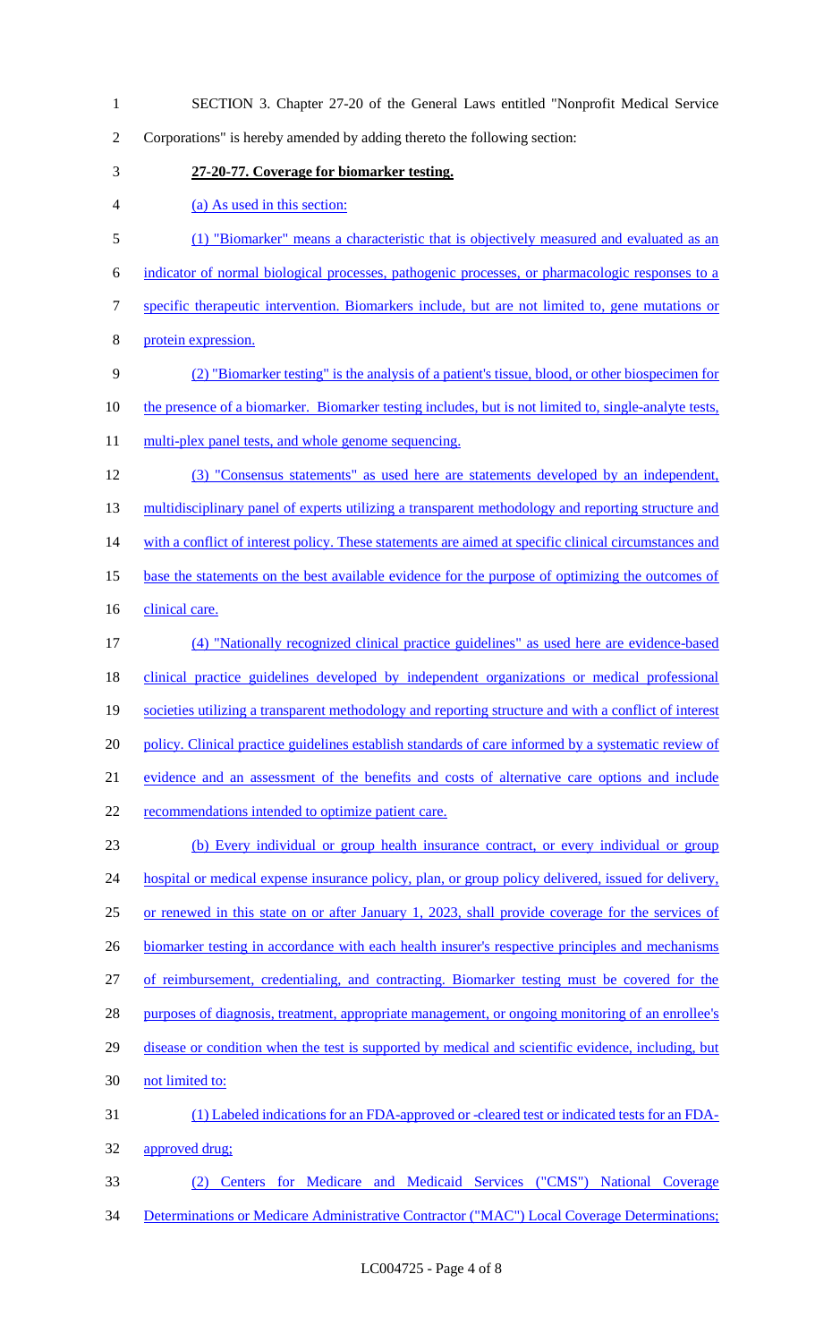SECTION 3. Chapter 27-20 of the General Laws entitled "Nonprofit Medical Service Corporations" is hereby amended by adding thereto the following section:

**27-20-77. Coverage for biomarker testing.**

(a) As used in this section:

(1) "Biomarker" means a characteristic that is objectively measured and evaluated as an indicator of normal biological processes, pathogenic processes, or pharmacologic responses to a specific therapeutic intervention. Biomarkers include, but are not limited to, gene mutations or protein expression.

(2) "Biomarker testing" is the analysis of a patient's tissue, blood, or other biospecimen for the presence of a biomarker. Biomarker testing includes, but is not limited to, single-analyte tests, multi-plex panel tests, and whole genome sequencing.

(3) "Consensus statements" as used here are statements developed by an independent, multidisciplinary panel of experts utilizing a transparent methodology and reporting structure and with a conflict of interest policy. These statements are aimed at specific clinical circumstances and base the statements on the best available evidence for the purpose of optimizing the outcomes of clinical care.

(4) "Nationally recognized clinical practice guidelines" as used here are evidence-based clinical practice guidelines developed by independent organizations or medical professional societies utilizing a transparent methodology and reporting structure and with a conflict of interest policy. Clinical practice guidelines establish standards of care informed by a systematic review of evidence and an assessment of the benefits and costs of alternative care options and include recommendations intended to optimize patient care.

(b) Every individual or group health insurance contract, or every individual or group hospital or medical expense insurance policy, plan, or group policy delivered, issued for delivery, or renewed in this state on or after January 1, 2023, shall provide coverage for the services of biomarker testing in accordance with each health insurer's respective principles and mechanisms of reimbursement, credentialing, and contracting. Biomarker testing must be covered for the purposes of diagnosis, treatment, appropriate management, or ongoing monitoring of an enrollee's disease or condition when the test is supported by medical and scientific evidence, including, but not limited to:

(1) Labeled indications for an FDA-approved or -cleared test or indicated tests for an FDA-approved drug;

(2) Centers for Medicare and Medicaid Services ("CMS") National Coverage Determinations or Medicare Administrative Contractor ("MAC") Local Coverage Determinations;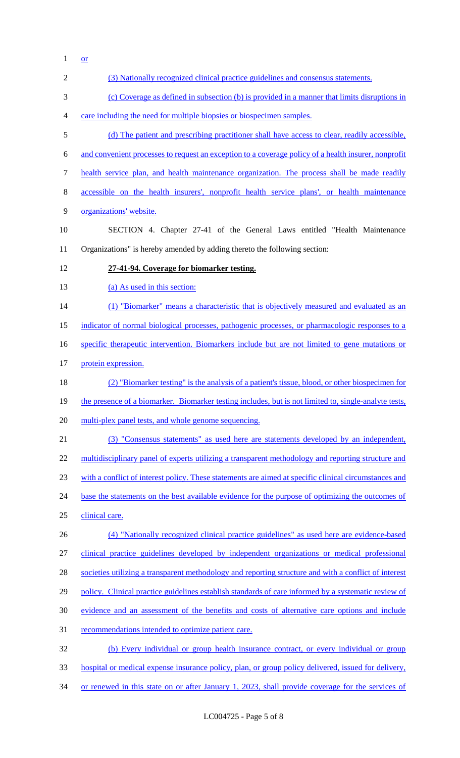or

(3) Nationally recognized clinical practice guidelines and consensus statements.

(c) Coverage as defined in subsection (b) is provided in a manner that limits disruptions in care including the need for multiple biopsies or biospecimen samples.

(d) The patient and prescribing practitioner shall have access to clear, readily accessible, and convenient processes to request an exception to a coverage policy of a health insurer, nonprofit health service plan, and health maintenance organization. The process shall be made readily accessible on the health insurers', nonprofit health service plans', or health maintenance organizations' website.

SECTION 4. Chapter 27-41 of the General Laws entitled "Health Maintenance Organizations" is hereby amended by adding thereto the following section:

**27-41-94. Coverage for biomarker testing.**

(a) As used in this section:

(1) "Biomarker" means a characteristic that is objectively measured and evaluated as an indicator of normal biological processes, pathogenic processes, or pharmacologic responses to a specific therapeutic intervention. Biomarkers include but are not limited to gene mutations or protein expression.

(2) "Biomarker testing" is the analysis of a patient's tissue, blood, or other biospecimen for the presence of a biomarker. Biomarker testing includes, but is not limited to, single-analyte tests, multi-plex panel tests, and whole genome sequencing.

(3) "Consensus statements" as used here are statements developed by an independent, multidisciplinary panel of experts utilizing a transparent methodology and reporting structure and with a conflict of interest policy. These statements are aimed at specific clinical circumstances and base the statements on the best available evidence for the purpose of optimizing the outcomes of clinical care.

(4) "Nationally recognized clinical practice guidelines" as used here are evidence-based clinical practice guidelines developed by independent organizations or medical professional societies utilizing a transparent methodology and reporting structure and with a conflict of interest policy. Clinical practice guidelines establish standards of care informed by a systematic review of evidence and an assessment of the benefits and costs of alternative care options and include recommendations intended to optimize patient care.

(b) Every individual or group health insurance contract, or every individual or group hospital or medical expense insurance policy, plan, or group policy delivered, issued for delivery, or renewed in this state on or after January 1, 2023, shall provide coverage for the services of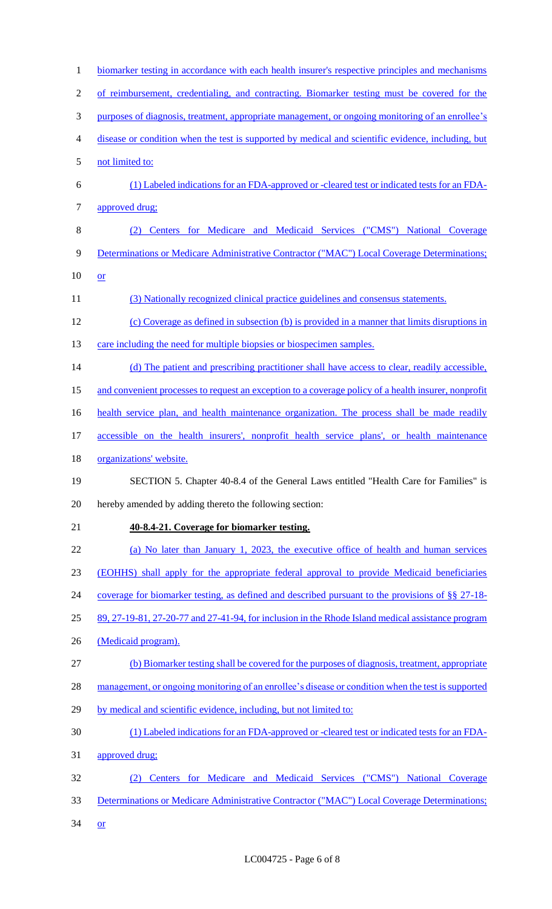biomarker testing in accordance with each health insurer's respective principles and mechanisms of reimbursement, credentialing, and contracting. Biomarker testing must be covered for the purposes of diagnosis, treatment, appropriate management, or ongoing monitoring of an enrollee's disease or condition when the test is supported by medical and scientific evidence, including, but not limited to:

(1) Labeled indications for an FDA-approved or -cleared test or indicated tests for an FDA-approved drug;

(2) Centers for Medicare and Medicaid Services ("CMS") National Coverage Determinations or Medicare Administrative Contractor ("MAC") Local Coverage Determinations; or

(3) Nationally recognized clinical practice guidelines and consensus statements.

(c) Coverage as defined in subsection (b) is provided in a manner that limits disruptions in care including the need for multiple biopsies or biospecimen samples.

(d) The patient and prescribing practitioner shall have access to clear, readily accessible, and convenient processes to request an exception to a coverage policy of a health insurer, nonprofit health service plan, and health maintenance organization. The process shall be made readily accessible on the health insurers', nonprofit health service plans', or health maintenance organizations' website.

SECTION 5. Chapter 40-8.4 of the General Laws entitled "Health Care for Families" is hereby amended by adding thereto the following section:

**40-8.4-21. Coverage for biomarker testing.**

(a) No later than January 1, 2023, the executive office of health and human services (EOHHS) shall apply for the appropriate federal approval to provide Medicaid beneficiaries coverage for biomarker testing, as defined and described pursuant to the provisions of §§ 27-18-89, 27-19-81, 27-20-77 and 27-41-94, for inclusion in the Rhode Island medical assistance program (Medicaid program).

(b) Biomarker testing shall be covered for the purposes of diagnosis, treatment, appropriate management, or ongoing monitoring of an enrollee's disease or condition when the test is supported by medical and scientific evidence, including, but not limited to:

(1) Labeled indications for an FDA-approved or -cleared test or indicated tests for an FDA-approved drug;

(2) Centers for Medicare and Medicaid Services ("CMS") National Coverage Determinations or Medicare Administrative Contractor ("MAC") Local Coverage Determinations; or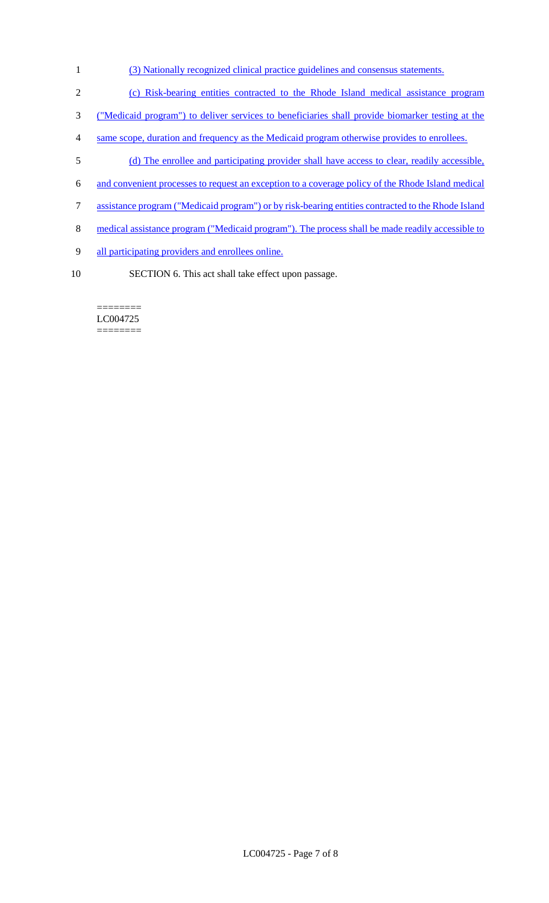(3) Nationally recognized clinical practice guidelines and consensus statements.

(c) Risk-bearing entities contracted to the Rhode Island medical assistance program ("Medicaid program") to deliver services to beneficiaries shall provide biomarker testing at the same scope, duration and frequency as the Medicaid program otherwise provides to enrollees.

(d) The enrollee and participating provider shall have access to clear, readily accessible, and convenient processes to request an exception to a coverage policy of the Rhode Island medical assistance program ("Medicaid program") or by risk-bearing entities contracted to the Rhode Island medical assistance program ("Medicaid program"). The process shall be made readily accessible to all participating providers and enrollees online.

SECTION 6. This act shall take effect upon passage.

========
LC004725
========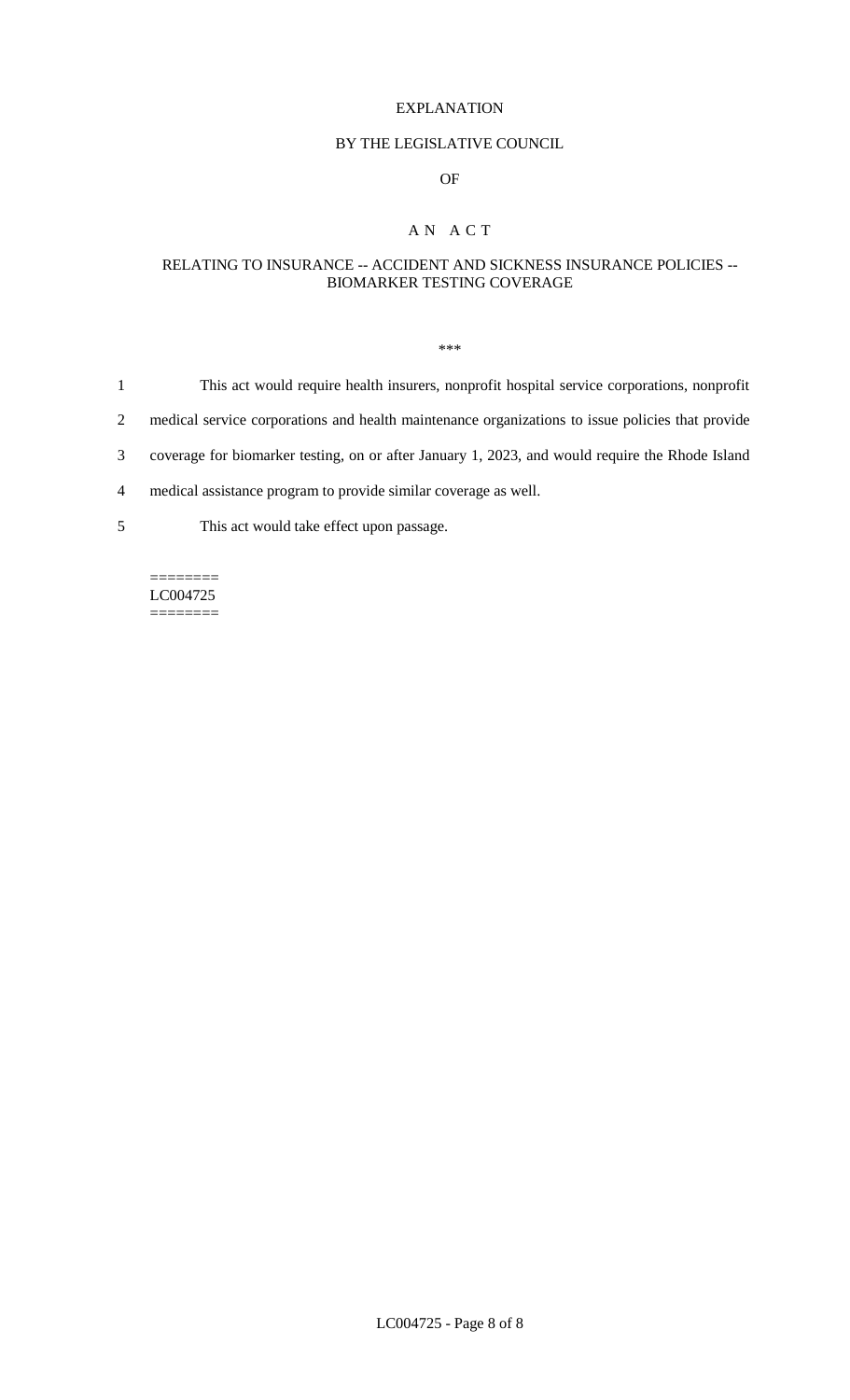EXPLANATION

BY THE LEGISLATIVE COUNCIL

OF

# A N A C T

RELATING TO INSURANCE -- ACCIDENT AND SICKNESS INSURANCE POLICIES -- BIOMARKER TESTING COVERAGE

\*\*\*

1 This act would require health insurers, nonprofit hospital service corporations, nonprofit
2 medical service corporations and health maintenance organizations to issue policies that provide
3 coverage for biomarker testing, on or after January 1, 2023, and would require the Rhode Island
4 medical assistance program to provide similar coverage as well.
5 This act would take effect upon passage.

========
LC004725
========